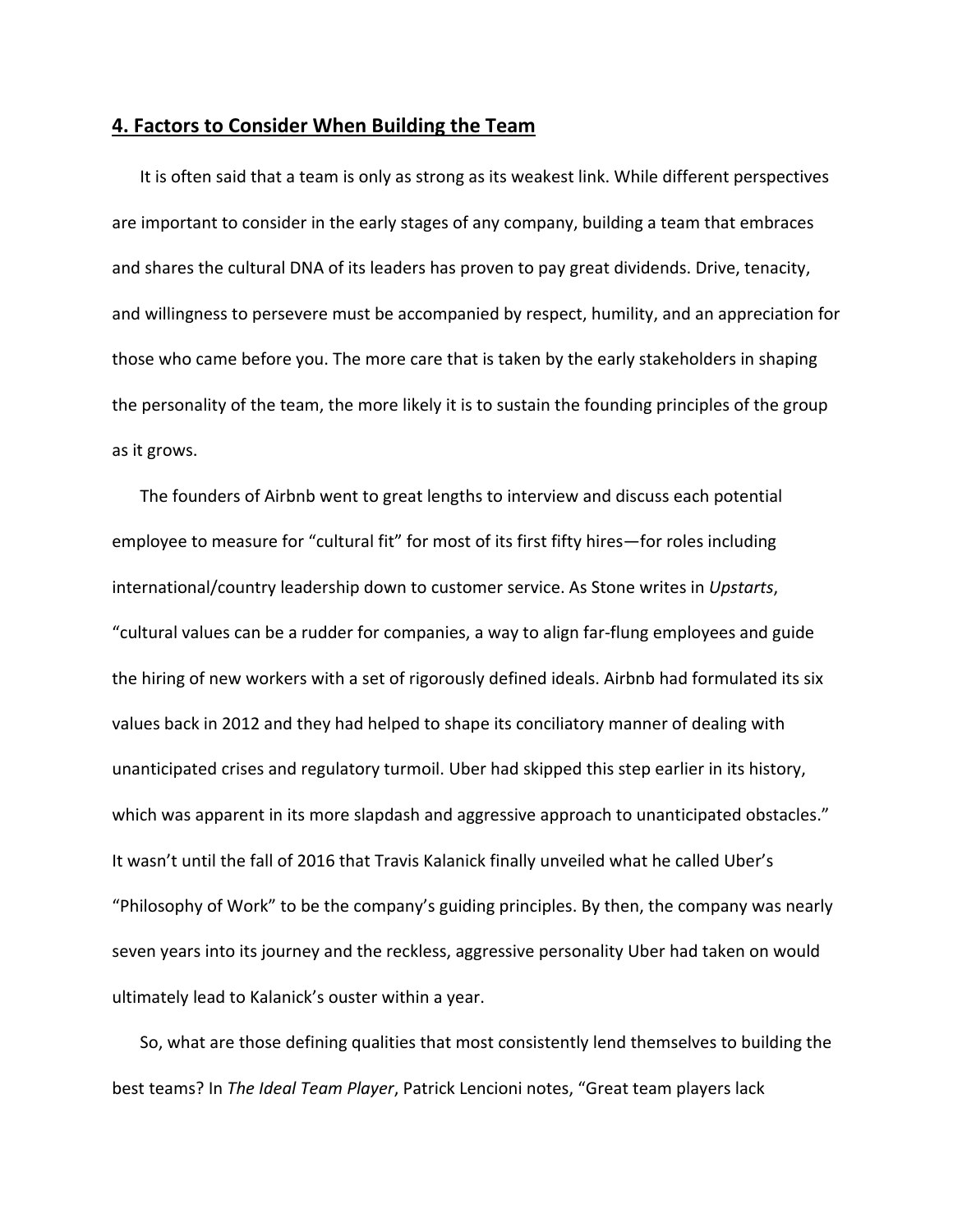## 4. Factors to Consider When Building the Team

It is often said that a team is only as strong as its weakest link. While different perspectives are important to consider in the early stages of any company, building a team that embraces and shares the cultural DNA of its leaders has proven to pay great dividends. Drive, tenacity, and willingness to persevere must be accompanied by respect, humility, and an appreciation for those who came before you. The more care that is taken by the early stakeholders in shaping the personality of the team, the more likely it is to sustain the founding principles of the group as it grows.

The founders of Airbnb went to great lengths to interview and discuss each potential employee to measure for "cultural fit" for most of its first fifty hires—for roles including international/country leadership down to customer service. As Stone writes in *Upstarts*, "cultural values can be a rudder for companies, a way to align far-flung employees and guide the hiring of new workers with a set of rigorously defined ideals. Airbnb had formulated its six values back in 2012 and they had helped to shape its conciliatory manner of dealing with unanticipated crises and regulatory turmoil. Uber had skipped this step earlier in its history, which was apparent in its more slapdash and aggressive approach to unanticipated obstacles." It wasn't until the fall of 2016 that Travis Kalanick finally unveiled what he called Uber's "Philosophy of Work" to be the company's guiding principles. By then, the company was nearly seven years into its journey and the reckless, aggressive personality Uber had taken on would ultimately lead to Kalanick's ouster within a year.

So, what are those defining qualities that most consistently lend themselves to building the best teams? In *The Ideal Team Player*, Patrick Lencioni notes, "Great team players lack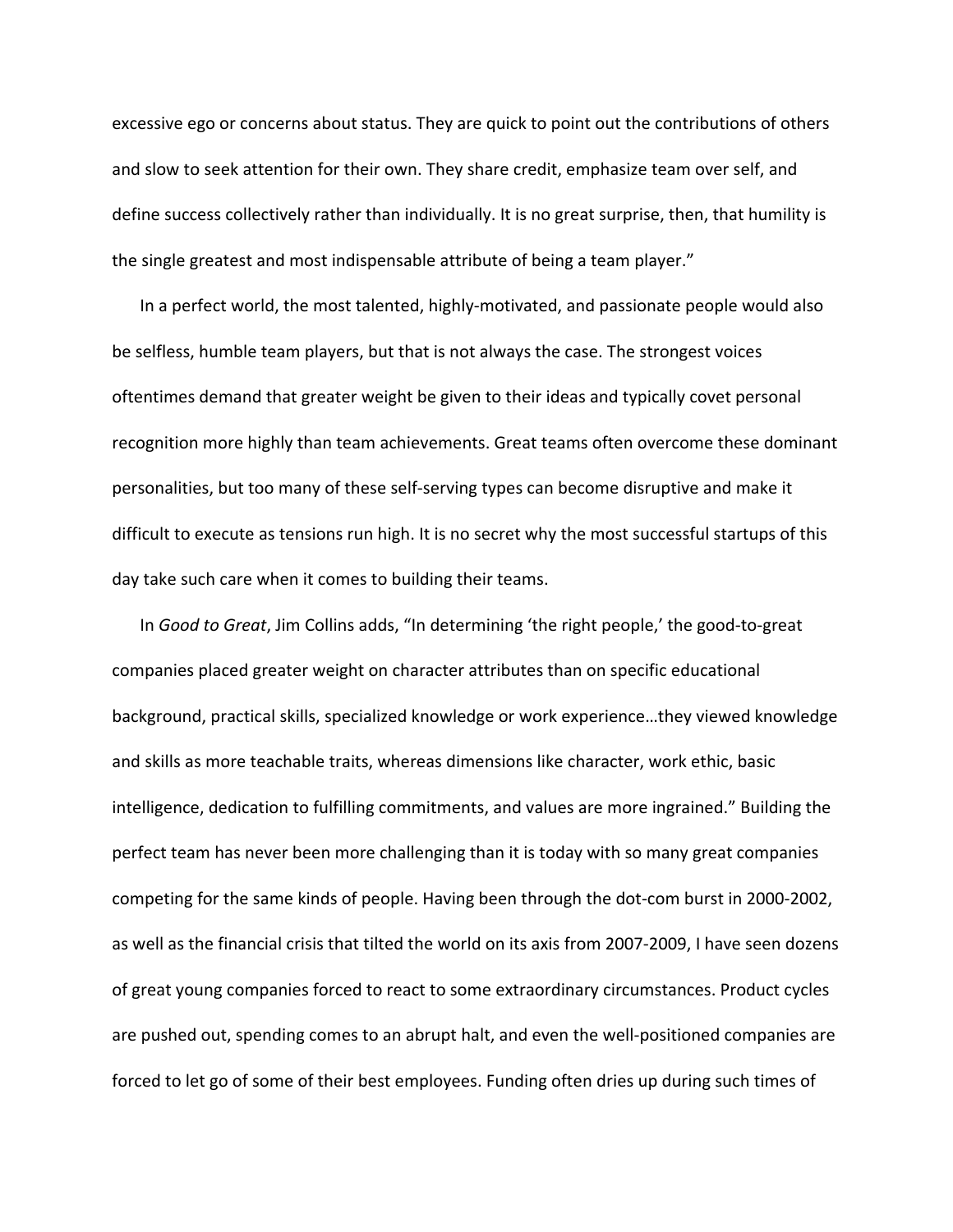excessive ego or concerns about status. They are quick to point out the contributions of others and slow to seek attention for their own. They share credit, emphasize team over self, and define success collectively rather than individually. It is no great surprise, then, that humility is the single greatest and most indispensable attribute of being a team player."

In a perfect world, the most talented, highly-motivated, and passionate people would also be selfless, humble team players, but that is not always the case. The strongest voices oftentimes demand that greater weight be given to their ideas and typically covet personal recognition more highly than team achievements. Great teams often overcome these dominant personalities, but too many of these self-serving types can become disruptive and make it difficult to execute as tensions run high. It is no secret why the most successful startups of this day take such care when it comes to building their teams.

In *Good to Great*, Jim Collins adds, "In determining 'the right people,' the good-to-great companies placed greater weight on character attributes than on specific educational background, practical skills, specialized knowledge or work experience…they viewed knowledge and skills as more teachable traits, whereas dimensions like character, work ethic, basic intelligence, dedication to fulfilling commitments, and values are more ingrained." Building the perfect team has never been more challenging than it is today with so many great companies competing for the same kinds of people. Having been through the dot-com burst in 2000-2002, as well as the financial crisis that tilted the world on its axis from 2007-2009, I have seen dozens of great young companies forced to react to some extraordinary circumstances. Product cycles are pushed out, spending comes to an abrupt halt, and even the well-positioned companies are forced to let go of some of their best employees. Funding often dries up during such times of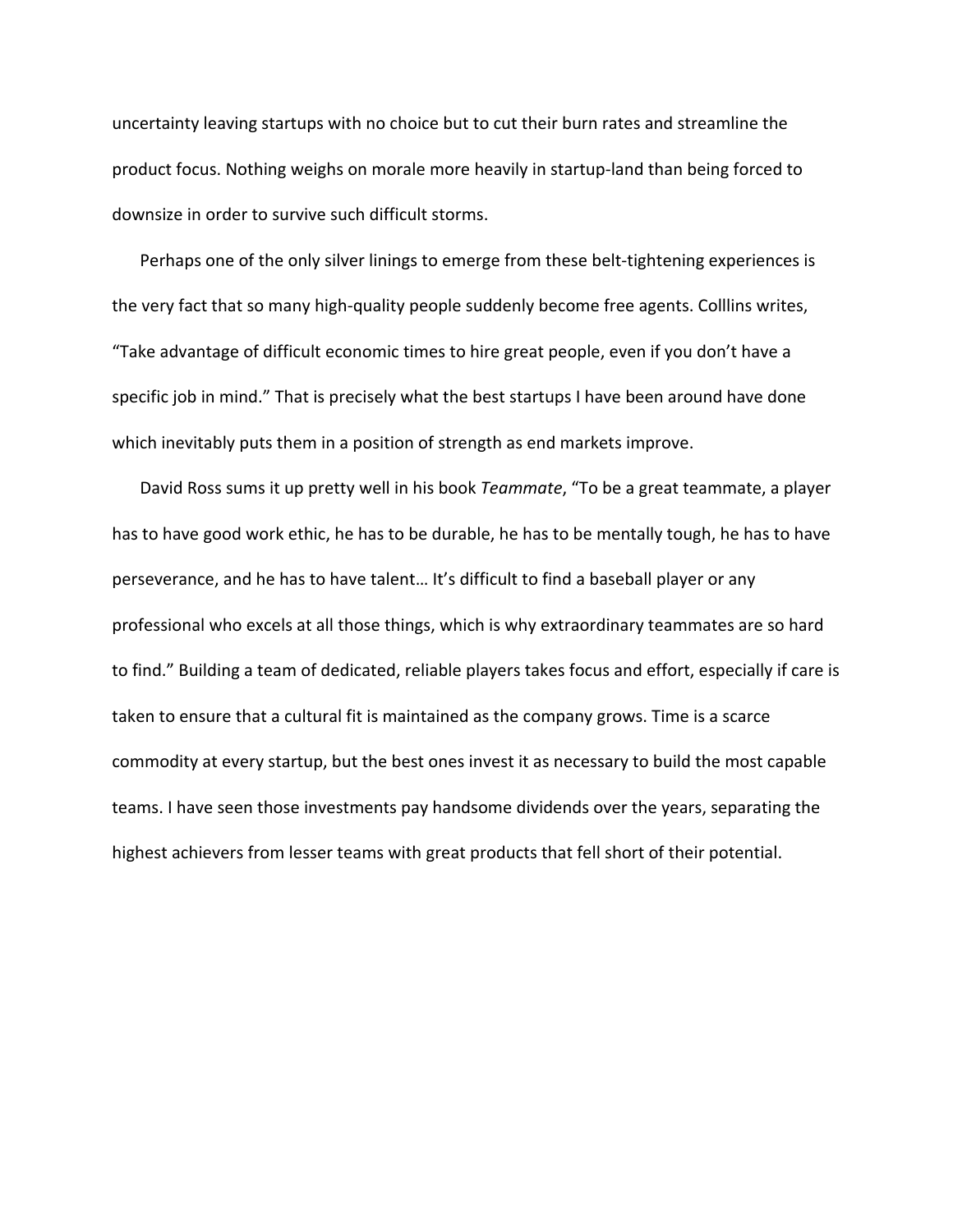uncertainty leaving startups with no choice but to cut their burn rates and streamline the product focus. Nothing weighs on morale more heavily in startup-land than being forced to downsize in order to survive such difficult storms.

Perhaps one of the only silver linings to emerge from these belt-tightening experiences is the very fact that so many high-quality people suddenly become free agents. Colllins writes, "Take advantage of difficult economic times to hire great people, even if you don't have a specific job in mind." That is precisely what the best startups I have been around have done which inevitably puts them in a position of strength as end markets improve.

David Ross sums it up pretty well in his book *Teammate*, "To be a great teammate, a player has to have good work ethic, he has to be durable, he has to be mentally tough, he has to have perseverance, and he has to have talent… It's difficult to find a baseball player or any professional who excels at all those things, which is why extraordinary teammates are so hard to find." Building a team of dedicated, reliable players takes focus and effort, especially if care is taken to ensure that a cultural fit is maintained as the company grows. Time is a scarce commodity at every startup, but the best ones invest it as necessary to build the most capable teams. I have seen those investments pay handsome dividends over the years, separating the highest achievers from lesser teams with great products that fell short of their potential.